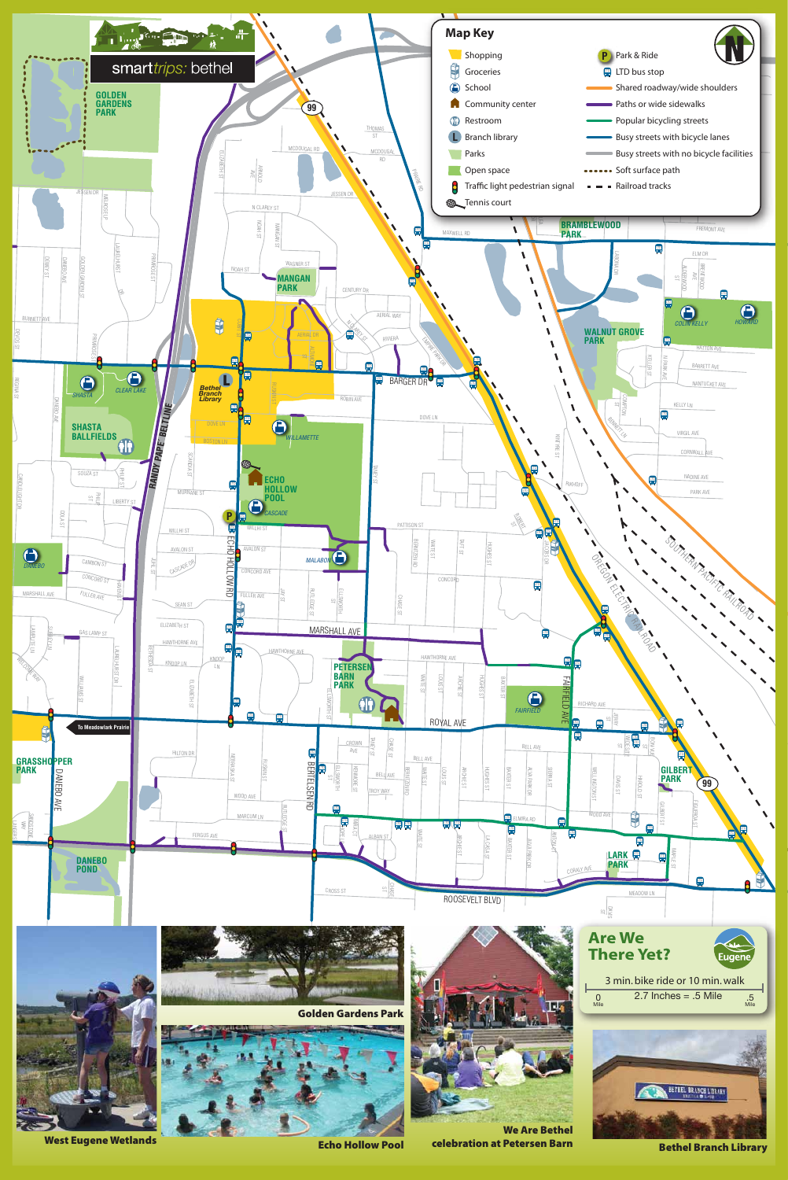# smarttrips: bethel

## Map Key

- Shopping
- Groceries
- School
- Community center
- Restroom
- Branch library
- Parks
- Open space
- Traffic light pedestrian signal
- Tennis court
- Park & Ride
- LTD bus stop
- Shared roadway/wide shoulders
- Paths or wide sidewalks
- Popular bicycling streets
- Busy streets with bicycle lanes
- Busy streets with no bicycle facilities
- Soft surface path
- Railroad tracks

GOLDEN GARDENS PARK

MANGAN PARK

BRAMBLEWOOD PARK

WALNUT GROVE PARK

SHASTA BALLFIELDS

ECHO HOLLOW POOL

PETERSEN BARN PARK

GRASSHOPPER PARK

DANEBO POND

GILBERT PARK

LARK PARK

To Meadowlark Prairie

RANDY PAPE' BELTLINE

SOUTHERN PACIFIC RAILROAD

OREGON ELECTRIC RAILROAD

## Are We There Yet?

3 min. bike ride or 10 min. walk

0 Mile — 2.7 Inches = .5 Mile — .5 Mile

West Eugene Wetlands

Golden Gardens Park

Echo Hollow Pool

We Are Bethel celebration at Petersen Barn

Bethel Branch Library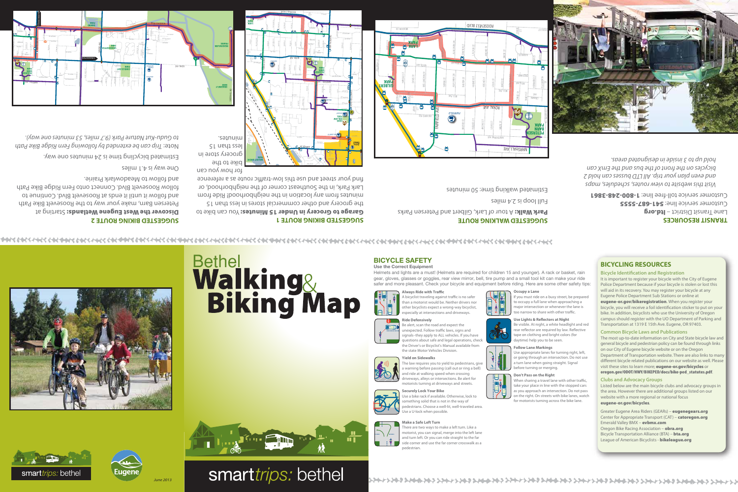## SUGGESTED BIKING ROUTE 2

**Discover the West Eugene Wetlands:** Starting at Petersen Barn, make your way to the Roosevelt Bike Path and follow it until it ends at Roosevelt Blvd. Continue to follow Roosevelt Blvd. Connect onto Fern Ridge Bike Path and follow to Meadowlark Prairie.

One way is 4.1 miles

Estimated bicycling time is 24 minutes one way.

*Note: Trip can be extended by following Fern Ridge Bike Path to Gudu-Kut Nature Park (9.7 miles, 53 minutes one way).*

## SUGGESTED BIKING ROUTE 1

**Garage to Grocery in Under 15 Minutes:** You can bike to the grocery and other commercial stores in less than 15 minutes from any location in the neighborhood! Ride from Lark Park, in the Southeast corner of the neighborhood, or find your street and use this low-traffic route as a reference for how you can bike to the grocery store in less than 15 minutes.

## SUGGESTED WALKING ROUTE

**Park Walk:** A tour of Lark, Gilbert and Petersen Parks

Full loop is 2.4 miles

Estimated walking time: 50 minutes

## TRANSIT RESOURCES

Lane Transit District – **ltd.org**

Customer service line: **541-687-5555**

Customer service toll-free line: **1-800-248-3861**

*Visit this website to view routes, schedules, maps and even plan your trip. All LTD busses can hold 2 bicycles on the front of the bus and the EmX can hold up to 3 inside in designated areas.*

# Bethel Walking & Biking Map

smart*trips:* bethel

June 2013

## BICYCLE SAFETY

**Use the Correct Equipment**

Helmets and lights are a must! (Helmets are required for children 15 and younger). A rack or basket, rain gear, gloves, glasses or goggles, rear view mirror, bell, tire pump and a small tool kit can make your ride safer and more pleasant. Check your bicycle and equipment before riding. Here are some other safety tips:

**Always Ride with Traffic**
A bicyclist traveling against traffic is no safer than a motorist would be. Neither drivers nor other bicyclists expect a wrong-way bicyclist, especially at intersections and driveways.

**Ride Defensively**
Be alert, scan the road and expect the unexpected. Follow traffic laws, signs and signals–they apply to ALL vehicles. If you have questions about safe and legal operations, check the Driver's or Bicyclist's Manual available from the state Motor Vehicles Division.

**Yield on Sidewalks**
The law requires you to yield to pedestrians, give a warning before passing (call out or ring a bell) and ride at walking speed when crossing driveways, alleys or intersections. Be alert for motorists turning at driveways and streets.

**Securely Lock Your Bike**
Use a bike rack if available. Otherwise, lock to something solid that is not in the way of pedestrians. Choose a well-lit, well-traveled area. Use a U-lock when possible.

**Make a Safe Left Turn**
There are two ways to make a left turn. Like a motorist, you can signal, merge into the left lane and turn left. Or you can ride straight to the far side corner and use the far corner crosswalk as a pedestrian.

**Occupy a Lane**
If you must ride on a busy street, be prepared to occupy a full lane when approaching a major intersection or whenever the lane is too narrow to share with other traffic.

**Use Lights & Reflectors at Night**
Be visible. At night, a white headlight and red rear reflector are required by law. Reflective tape on clothing and bright colors (for daytime) help you to be seen.

**Follow Lane Markings**
Use appropriate lanes for turning right, left, or going through an intersection. Do not use a turn lane when going straight. Signal before turning or merging.

**Don't Pass on the Right**
When sharing a travel lane with other traffic, take your place in line with the stopped cars as you approach an intersection. Do not pass on the right. On streets with bike lanes, watch for motorists turning across the bike lane.

## BICYCLING RESOURCES

### Bicycle Identification and Registration

It is important to register your bicycle with the City of Eugene Police Department because if your bicycle is stolen or lost this will aid in its recovery. You may register your bicycle at any Eugene Police Department Sub Stations or online at **eugene-or.gov/bikeregistration**. When you register your bicycle, you will receive a foil identification sticker to put on your bike. In addition, bicyclists who use the University of Oregon campus should register with the UO Department of Parking and Transportation at 1319 E 15th Ave. Eugene, OR 97403.

### Common Bicycle Laws and Publications

The most up-to-date information on City and State bicycle law and general bicycle and pedestrian policy can be found through links on our City of Eugene bicycle website or on the Oregon Department of Transportation website as well. There are also links to many different bicycle related publications on our website as well. Please visit these sites to learn more; **eugene-or.gov/bicycles** or **oregon.gov/ODOT/HWY/BIKEPED/docs/bike-ped_statutes.pdf**.

### Clubs and Advocacy Groups

Listed below are the main bicycle clubs and advocacy groups in the area. However there are additional groups listed on our website with a more regional or national focus **eugene-or.gov/bicycles**.

Greater Eugene Area Riders (GEARs) – **eugenegears.org**
Center for Appropriate Transport (CAT) – **catoregon.org**
Emerald Valley BMX – **evbmx.com**
Oregon Bike Racing Association – **obra.org**
Bicycle Transportation Alliance (BTA) – **bta.org**
League of American Bicyclists - **bikeleague.org**